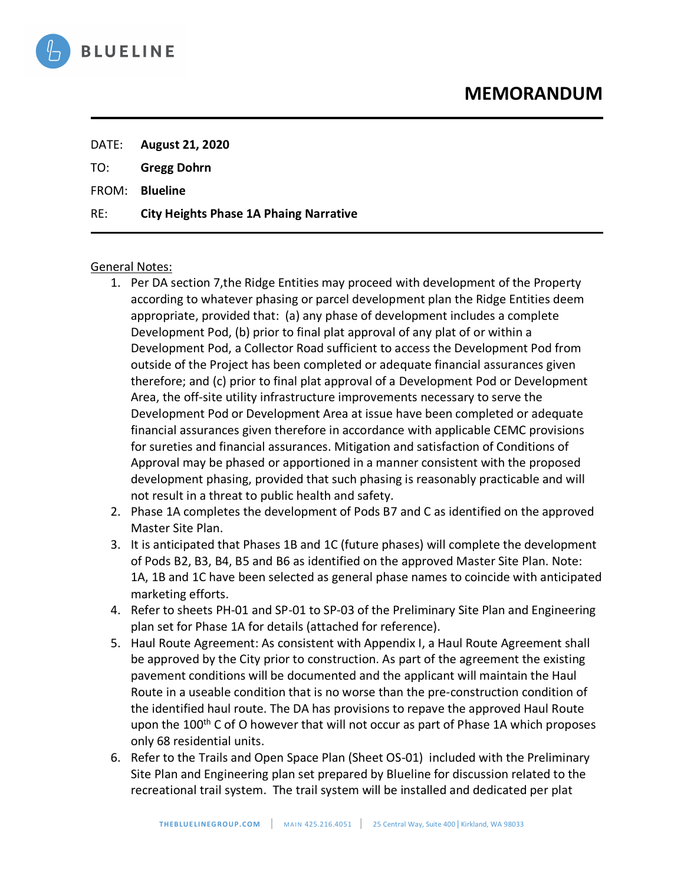BLUELINE

# MEMORANDUM

DATE: **August 21, 2020**

TO: **Gregg Dohrn**

FROM: **Blueline**

RE: **City Heights Phase 1A Phaing Narrative**

General Notes:

1. Per DA section 7,the Ridge Entities may proceed with development of the Property according to whatever phasing or parcel development plan the Ridge Entities deem appropriate, provided that: (a) any phase of development includes a complete Development Pod, (b) prior to final plat approval of any plat of or within a Development Pod, a Collector Road sufficient to access the Development Pod from outside of the Project has been completed or adequate financial assurances given therefore; and (c) prior to final plat approval of a Development Pod or Development Area, the off-site utility infrastructure improvements necessary to serve the Development Pod or Development Area at issue have been completed or adequate financial assurances given therefore in accordance with applicable CEMC provisions for sureties and financial assurances. Mitigation and satisfaction of Conditions of Approval may be phased or apportioned in a manner consistent with the proposed development phasing, provided that such phasing is reasonably practicable and will not result in a threat to public health and safety.
2. Phase 1A completes the development of Pods B7 and C as identified on the approved Master Site Plan.
3. It is anticipated that Phases 1B and 1C (future phases) will complete the development of Pods B2, B3, B4, B5 and B6 as identified on the approved Master Site Plan. Note: 1A, 1B and 1C have been selected as general phase names to coincide with anticipated marketing efforts.
4. Refer to sheets PH-01 and SP-01 to SP-03 of the Preliminary Site Plan and Engineering plan set for Phase 1A for details (attached for reference).
5. Haul Route Agreement: As consistent with Appendix I, a Haul Route Agreement shall be approved by the City prior to construction. As part of the agreement the existing pavement conditions will be documented and the applicant will maintain the Haul Route in a useable condition that is no worse than the pre-construction condition of the identified haul route. The DA has provisions to repave the approved Haul Route upon the 100th C of O however that will not occur as part of Phase 1A which proposes only 68 residential units.
6. Refer to the Trails and Open Space Plan (Sheet OS-01) included with the Preliminary Site Plan and Engineering plan set prepared by Blueline for discussion related to the recreational trail system. The trail system will be installed and dedicated per plat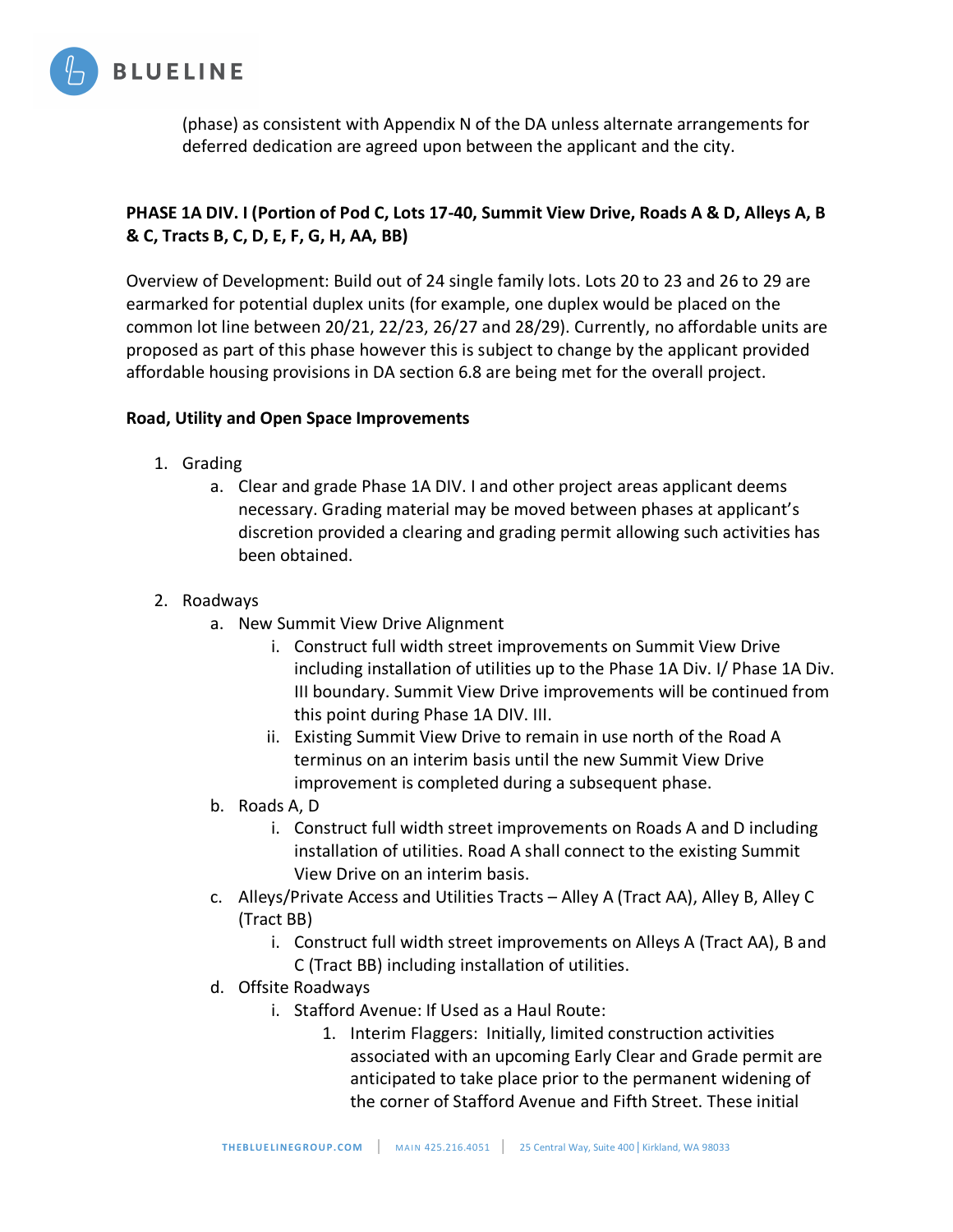(phase) as consistent with Appendix N of the DA unless alternate arrangements for deferred dedication are agreed upon between the applicant and the city.

**PHASE 1A DIV. I (Portion of Pod C, Lots 17-40, Summit View Drive, Roads A & D, Alleys A, B & C, Tracts B, C, D, E, F, G, H, AA, BB)**

Overview of Development: Build out of 24 single family lots. Lots 20 to 23 and 26 to 29 are earmarked for potential duplex units (for example, one duplex would be placed on the common lot line between 20/21, 22/23, 26/27 and 28/29). Currently, no affordable units are proposed as part of this phase however this is subject to change by the applicant provided affordable housing provisions in DA section 6.8 are being met for the overall project.

**Road, Utility and Open Space Improvements**

1. Grading
   a. Clear and grade Phase 1A DIV. I and other project areas applicant deems necessary. Grading material may be moved between phases at applicant's discretion provided a clearing and grading permit allowing such activities has been obtained.
2. Roadways
   a. New Summit View Drive Alignment
      i. Construct full width street improvements on Summit View Drive including installation of utilities up to the Phase 1A Div. I/ Phase 1A Div. III boundary. Summit View Drive improvements will be continued from this point during Phase 1A DIV. III.
      ii. Existing Summit View Drive to remain in use north of the Road A terminus on an interim basis until the new Summit View Drive improvement is completed during a subsequent phase.
   b. Roads A, D
      i. Construct full width street improvements on Roads A and D including installation of utilities. Road A shall connect to the existing Summit View Drive on an interim basis.
   c. Alleys/Private Access and Utilities Tracts – Alley A (Tract AA), Alley B, Alley C (Tract BB)
      i. Construct full width street improvements on Alleys A (Tract AA), B and C (Tract BB) including installation of utilities.
   d. Offsite Roadways
      i. Stafford Avenue: If Used as a Haul Route:
         1. Interim Flaggers: Initially, limited construction activities associated with an upcoming Early Clear and Grade permit are anticipated to take place prior to the permanent widening of the corner of Stafford Avenue and Fifth Street. These initial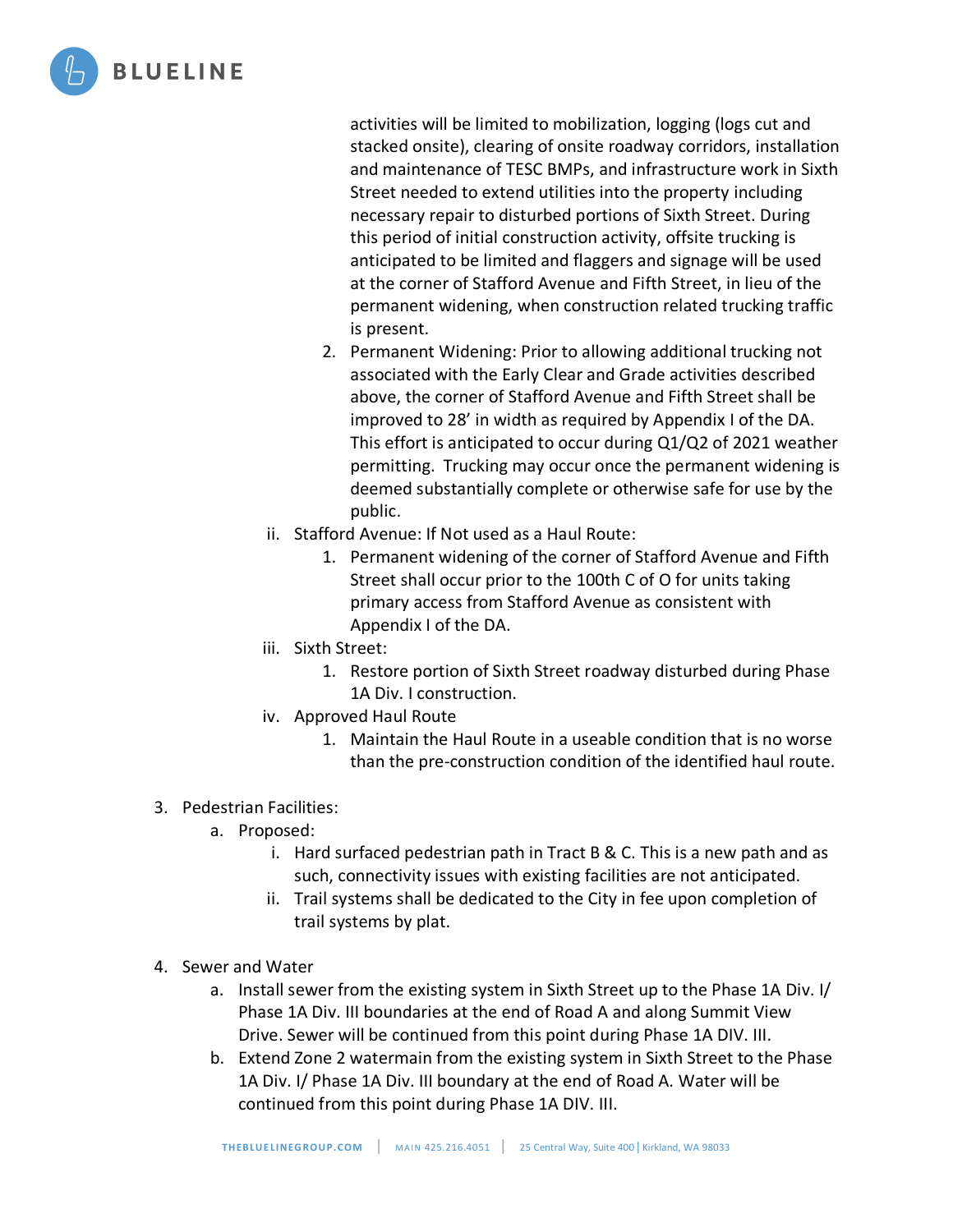activities will be limited to mobilization, logging (logs cut and stacked onsite), clearing of onsite roadway corridors, installation and maintenance of TESC BMPs, and infrastructure work in Sixth Street needed to extend utilities into the property including necessary repair to disturbed portions of Sixth Street. During this period of initial construction activity, offsite trucking is anticipated to be limited and flaggers and signage will be used at the corner of Stafford Avenue and Fifth Street, in lieu of the permanent widening, when construction related trucking traffic is present.

2. Permanent Widening: Prior to allowing additional trucking not associated with the Early Clear and Grade activities described above, the corner of Stafford Avenue and Fifth Street shall be improved to 28' in width as required by Appendix I of the DA. This effort is anticipated to occur during Q1/Q2 of 2021 weather permitting. Trucking may occur once the permanent widening is deemed substantially complete or otherwise safe for use by the public.

ii. Stafford Avenue: If Not used as a Haul Route:

1. Permanent widening of the corner of Stafford Avenue and Fifth Street shall occur prior to the 100th C of O for units taking primary access from Stafford Avenue as consistent with Appendix I of the DA.

iii. Sixth Street:

1. Restore portion of Sixth Street roadway disturbed during Phase 1A Div. I construction.

iv. Approved Haul Route

1. Maintain the Haul Route in a useable condition that is no worse than the pre-construction condition of the identified haul route.

3. Pedestrian Facilities:
   a. Proposed:
      i. Hard surfaced pedestrian path in Tract B & C. This is a new path and as such, connectivity issues with existing facilities are not anticipated.
      ii. Trail systems shall be dedicated to the City in fee upon completion of trail systems by plat.

4. Sewer and Water
   a. Install sewer from the existing system in Sixth Street up to the Phase 1A Div. I/ Phase 1A Div. III boundaries at the end of Road A and along Summit View Drive. Sewer will be continued from this point during Phase 1A DIV. III.
   b. Extend Zone 2 watermain from the existing system in Sixth Street to the Phase 1A Div. I/ Phase 1A Div. III boundary at the end of Road A. Water will be continued from this point during Phase 1A DIV. III.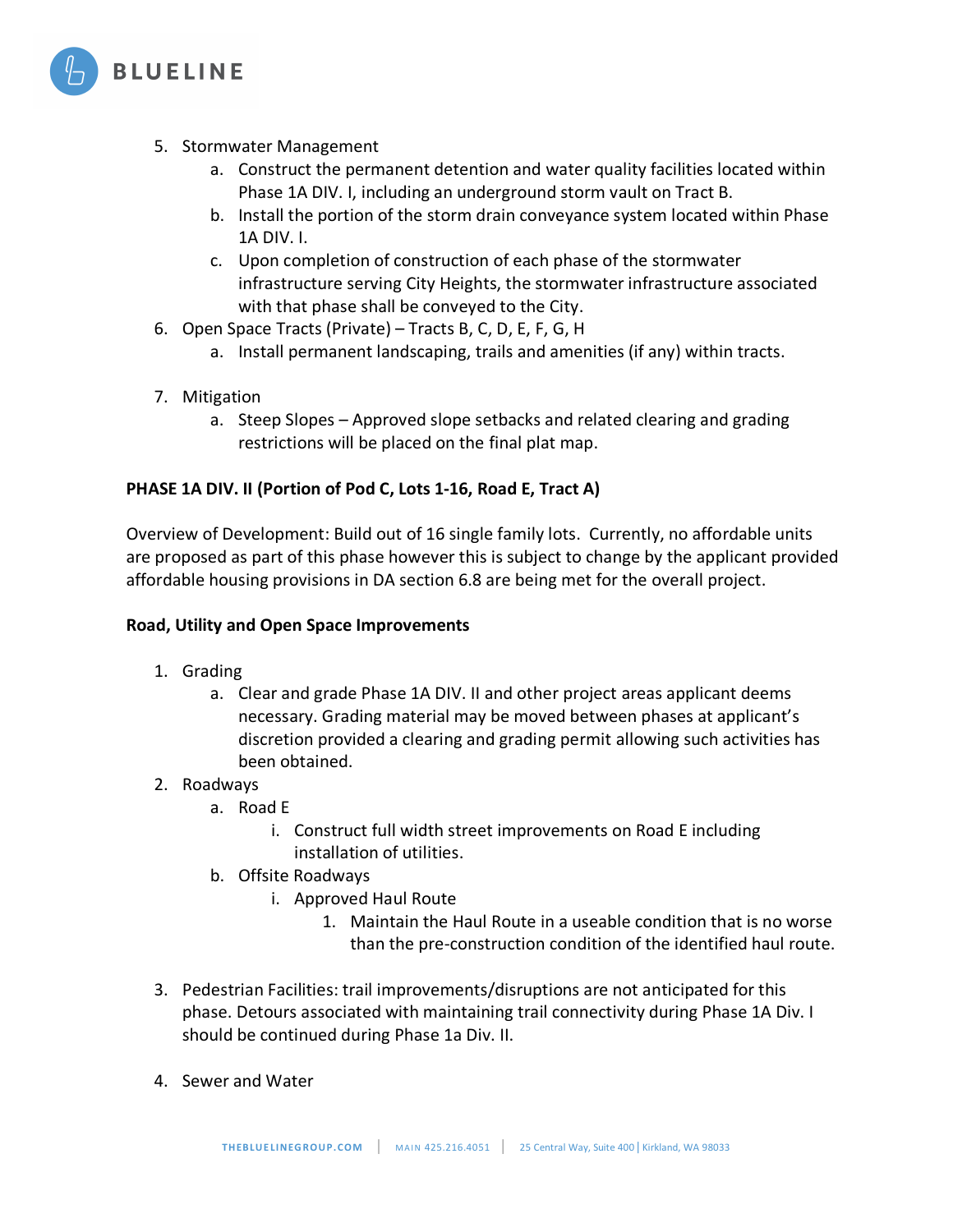5. Stormwater Management
    a. Construct the permanent detention and water quality facilities located within Phase 1A DIV. I, including an underground storm vault on Tract B.
    b. Install the portion of the storm drain conveyance system located within Phase 1A DIV. I.
    c. Upon completion of construction of each phase of the stormwater infrastructure serving City Heights, the stormwater infrastructure associated with that phase shall be conveyed to the City.
6. Open Space Tracts (Private) – Tracts B, C, D, E, F, G, H
    a. Install permanent landscaping, trails and amenities (if any) within tracts.
7. Mitigation
    a. Steep Slopes – Approved slope setbacks and related clearing and grading restrictions will be placed on the final plat map.

**PHASE 1A DIV. II (Portion of Pod C, Lots 1-16, Road E, Tract A)**

Overview of Development: Build out of 16 single family lots. Currently, no affordable units are proposed as part of this phase however this is subject to change by the applicant provided affordable housing provisions in DA section 6.8 are being met for the overall project.

**Road, Utility and Open Space Improvements**

1. Grading
    a. Clear and grade Phase 1A DIV. II and other project areas applicant deems necessary. Grading material may be moved between phases at applicant's discretion provided a clearing and grading permit allowing such activities has been obtained.
2. Roadways
    a. Road E
        i. Construct full width street improvements on Road E including installation of utilities.
    b. Offsite Roadways
        i. Approved Haul Route
            1. Maintain the Haul Route in a useable condition that is no worse than the pre-construction condition of the identified haul route.
3. Pedestrian Facilities: trail improvements/disruptions are not anticipated for this phase. Detours associated with maintaining trail connectivity during Phase 1A Div. I should be continued during Phase 1a Div. II.
4. Sewer and Water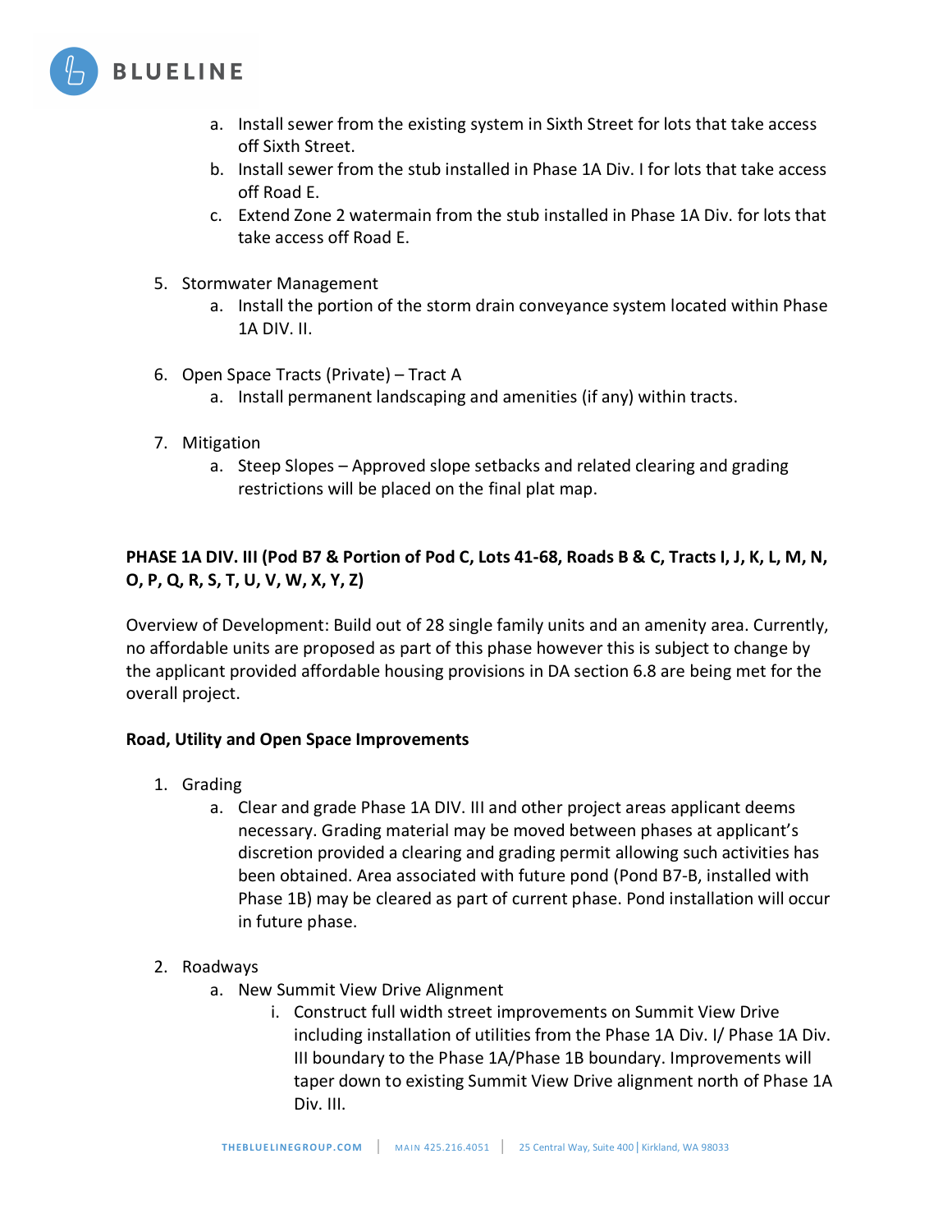a. Install sewer from the existing system in Sixth Street for lots that take access off Sixth Street.
   b. Install sewer from the stub installed in Phase 1A Div. I for lots that take access off Road E.
   c. Extend Zone 2 watermain from the stub installed in Phase 1A Div. for lots that take access off Road E.

5. Stormwater Management
   a. Install the portion of the storm drain conveyance system located within Phase 1A DIV. II.

6. Open Space Tracts (Private) – Tract A
   a. Install permanent landscaping and amenities (if any) within tracts.

7. Mitigation
   a. Steep Slopes – Approved slope setbacks and related clearing and grading restrictions will be placed on the final plat map.

**PHASE 1A DIV. III (Pod B7 & Portion of Pod C, Lots 41-68, Roads B & C, Tracts I, J, K, L, M, N, O, P, Q, R, S, T, U, V, W, X, Y, Z)**

Overview of Development: Build out of 28 single family units and an amenity area. Currently, no affordable units are proposed as part of this phase however this is subject to change by the applicant provided affordable housing provisions in DA section 6.8 are being met for the overall project.

**Road, Utility and Open Space Improvements**

1. Grading
   a. Clear and grade Phase 1A DIV. III and other project areas applicant deems necessary. Grading material may be moved between phases at applicant's discretion provided a clearing and grading permit allowing such activities has been obtained. Area associated with future pond (Pond B7-B, installed with Phase 1B) may be cleared as part of current phase. Pond installation will occur in future phase.

2. Roadways
   a. New Summit View Drive Alignment
      i. Construct full width street improvements on Summit View Drive including installation of utilities from the Phase 1A Div. I/ Phase 1A Div. III boundary to the Phase 1A/Phase 1B boundary. Improvements will taper down to existing Summit View Drive alignment north of Phase 1A Div. III.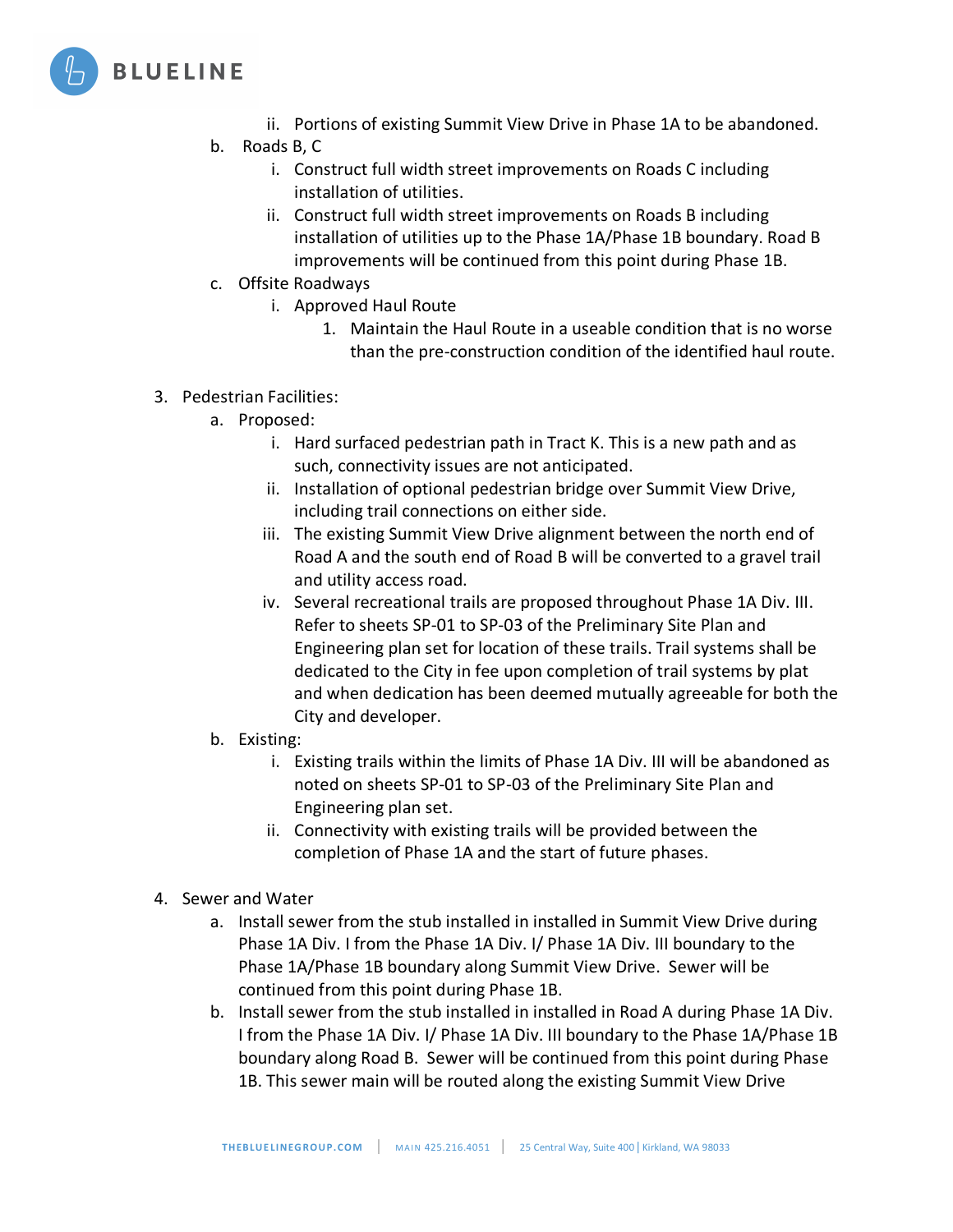ii. Portions of existing Summit View Drive in Phase 1A to be abandoned.

b. Roads B, C

   i. Construct full width street improvements on Roads C including installation of utilities.

   ii. Construct full width street improvements on Roads B including installation of utilities up to the Phase 1A/Phase 1B boundary. Road B improvements will be continued from this point during Phase 1B.

c. Offsite Roadways

   i. Approved Haul Route

      1. Maintain the Haul Route in a useable condition that is no worse than the pre-construction condition of the identified haul route.

3. Pedestrian Facilities:

   a. Proposed:

      i. Hard surfaced pedestrian path in Tract K. This is a new path and as such, connectivity issues are not anticipated.

      ii. Installation of optional pedestrian bridge over Summit View Drive, including trail connections on either side.

      iii. The existing Summit View Drive alignment between the north end of Road A and the south end of Road B will be converted to a gravel trail and utility access road.

      iv. Several recreational trails are proposed throughout Phase 1A Div. III. Refer to sheets SP-01 to SP-03 of the Preliminary Site Plan and Engineering plan set for location of these trails. Trail systems shall be dedicated to the City in fee upon completion of trail systems by plat and when dedication has deemed mutually agreeable for both the City and developer.

   b. Existing:

      i. Existing trails within the limits of Phase 1A Div. III will be abandoned as noted on sheets SP-01 to SP-03 of the Preliminary Site Plan and Engineering plan set.

      ii. Connectivity with existing trails will be provided between the completion of Phase 1A and the start of future phases.

4. Sewer and Water

   a. Install sewer from the stub installed in installed in Summit View Drive during Phase 1A Div. I from the Phase 1A Div. I/ Phase 1A Div. III boundary to the Phase 1A/Phase 1B boundary along Summit View Drive. Sewer will be continued from this point during Phase 1B.

   b. Install sewer from the stub installed in installed in Road A during Phase 1A Div. I from the Phase 1A Div. I/ Phase 1A Div. III boundary to the Phase 1A/Phase 1B boundary along Road B. Sewer will be continued from this point during Phase 1B. This sewer main will be routed along the existing Summit View Drive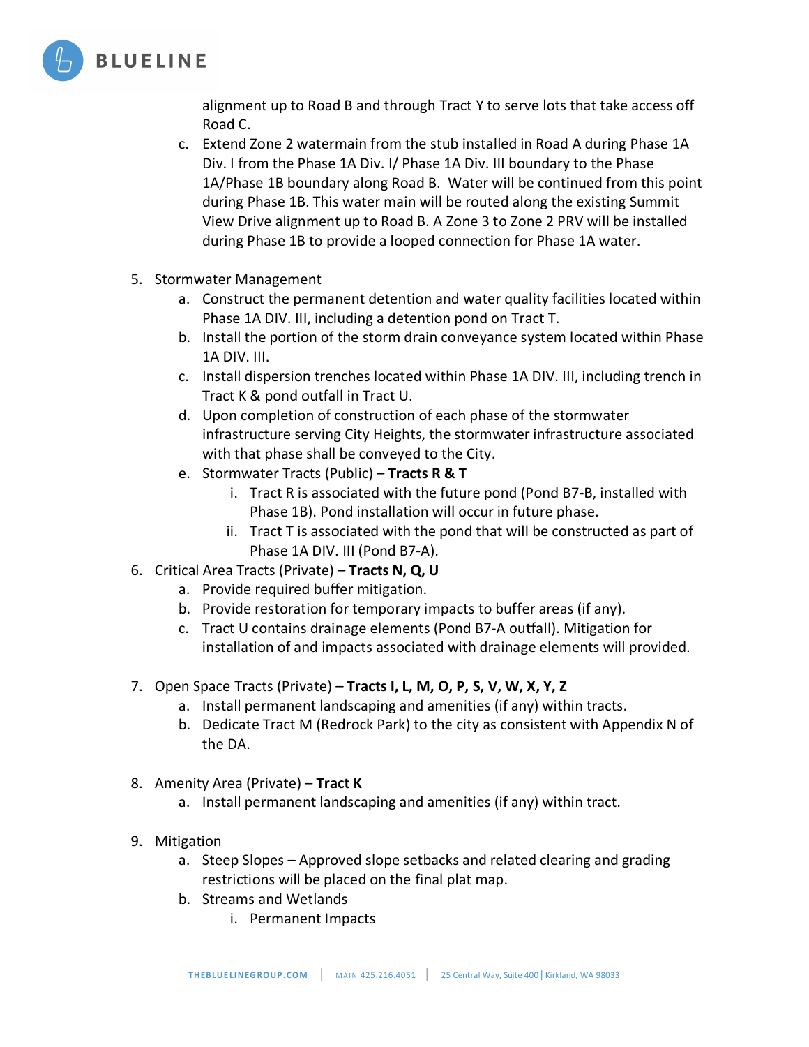alignment up to Road B and through Tract Y to serve lots that take access off Road C.

   c. Extend Zone 2 watermain from the stub installed in Road A during Phase 1A Div. I from the Phase 1A Div. I/ Phase 1A Div. III boundary to the Phase 1A/Phase 1B boundary along Road B. Water will be continued from this point during Phase 1B. This water main will be routed along the existing Summit View Drive alignment up to Road B. A Zone 3 to Zone 2 PRV will be installed during Phase 1B to provide a looped connection for Phase 1A water.

5. Stormwater Management
   a. Construct the permanent detention and water quality facilities located within Phase 1A DIV. III, including a detention pond on Tract T.
   b. Install the portion of the storm drain conveyance system located within Phase 1A DIV. III.
   c. Install dispersion trenches located within Phase 1A DIV. III, including trench in Tract K & pond outfall in Tract U.
   d. Upon completion of construction of each phase of the stormwater infrastructure serving City Heights, the stormwater infrastructure associated with that phase shall be conveyed to the City.
   e. Stormwater Tracts (Public) – **Tracts R & T**
      i. Tract R is associated with the future pond (Pond B7-B, installed with Phase 1B). Pond installation will occur in future phase.
      ii. Tract T is associated with the pond that will be constructed as part of Phase 1A DIV. III (Pond B7-A).
6. Critical Area Tracts (Private) – **Tracts N, Q, U**
   a. Provide required buffer mitigation.
   b. Provide restoration for temporary impacts to buffer areas (if any).
   c. Tract U contains drainage elements (Pond B7-A outfall). Mitigation for installation of and impacts associated with drainage elements will provided.

7. Open Space Tracts (Private) – **Tracts I, L, M, O, P, S, V, W, X, Y, Z**
   a. Install permanent landscaping and amenities (if any) within tracts.
   b. Dedicate Tract M (Redrock Park) to the city as consistent with Appendix N of the DA.

8. Amenity Area (Private) – **Tract K**
   a. Install permanent landscaping and amenities (if any) within tract.

9. Mitigation
   a. Steep Slopes – Approved slope setbacks and related clearing and grading restrictions will be placed on the final plat map.
   b. Streams and Wetlands
      i. Permanent Impacts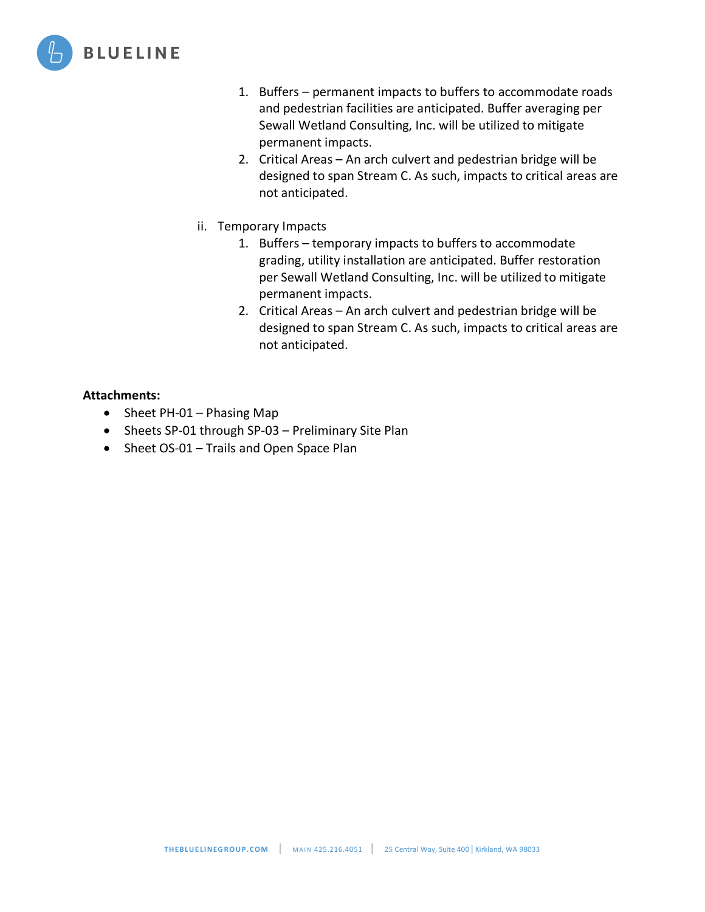1. Buffers – permanent impacts to buffers to accommodate roads and pedestrian facilities are anticipated. Buffer averaging per Sewall Wetland Consulting, Inc. will be utilized to mitigate permanent impacts.
2. Critical Areas – An arch culvert and pedestrian bridge will be designed to span Stream C. As such, impacts to critical areas are not anticipated.

ii. Temporary Impacts

1. Buffers – temporary impacts to buffers to accommodate grading, utility installation are anticipated. Buffer restoration per Sewall Wetland Consulting, Inc. will be utilized to mitigate permanent impacts.
2. Critical Areas – An arch culvert and pedestrian bridge will be designed to span Stream C. As such, impacts to critical areas are not anticipated.

**Attachments:**

- Sheet PH-01 – Phasing Map
- Sheets SP-01 through SP-03 – Preliminary Site Plan
- Sheet OS-01 – Trails and Open Space Plan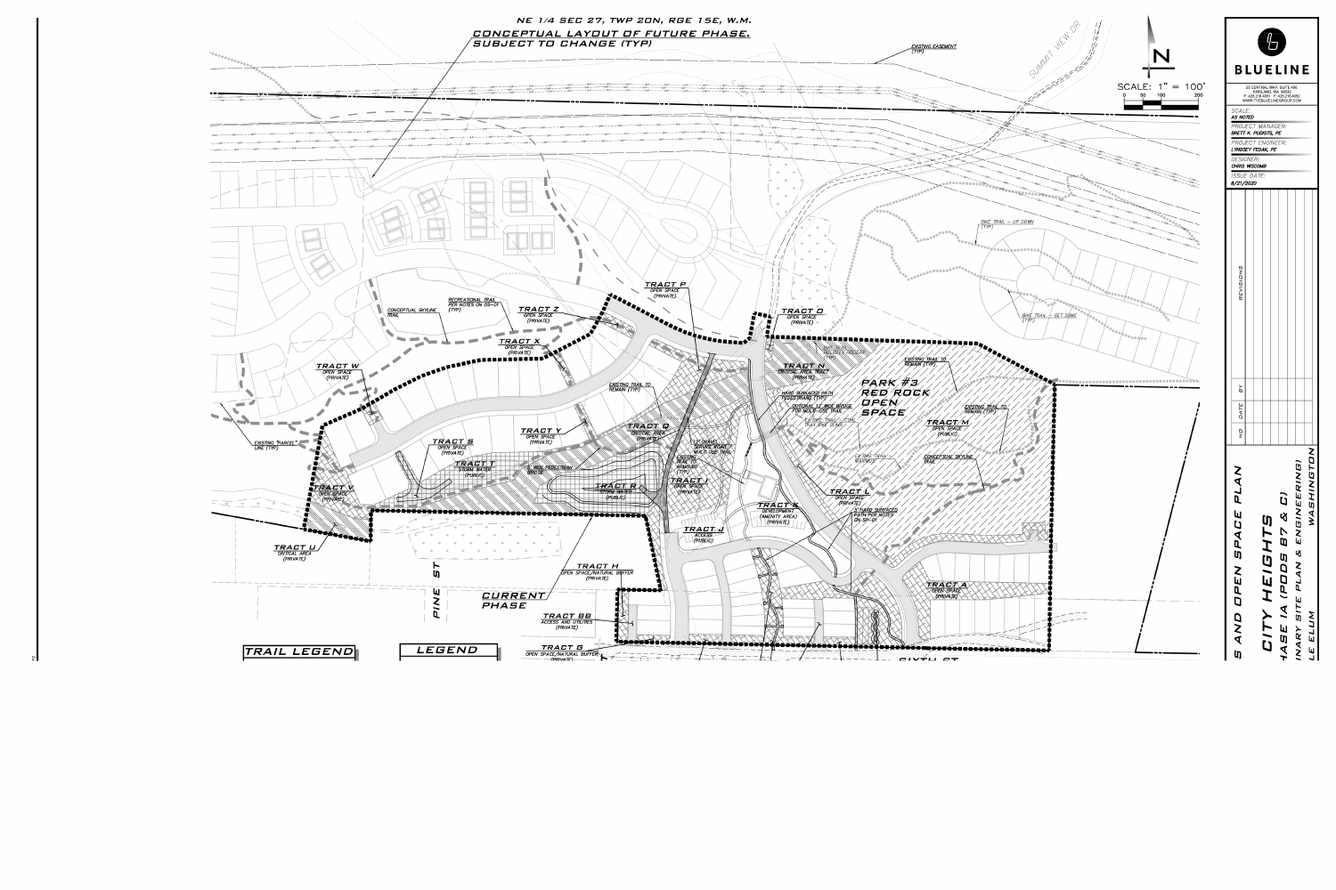NE 1/4 SEC 27, TWP 20N, RGE 15E, W.M.

CONCEPTUAL LAYOUT OF FUTURE PHASE. SUBJECT TO CHANGE (TYP)

EXISTING EASEMENT (TYP)

SUMMIT VIEW DR

N

SCALE: 1" = 100'

0 50 100 200

BIKE TRAIL - UP DOWN (TYP)

BIKE TRAIL - GET SOME (TYP)

CONCEPTUAL SKYLINE TRAIL

RECREATIONAL TRAIL PER NOTES ON OS-01 (TYP)

TRACT P OPEN SPACE (PRIVATE)

TRACT O OPEN SPACE (PRIVATE)

TRACT Z OPEN SPACE (PRIVATE)

TRACT X OPEN SPACE (PRIVATE)

TRACT W OPEN SPACE (PRIVATE)

TRACT N CRITICAL AREA TRACT (PRIVATE)

PARK #3 RED ROCK OPEN SPACE

EXISTING TRAIL TO REMAIN (TYP)

HARD SURFACED PATH (PEDESTRIAN) (TYP)

OPTIONAL 12' WIDE BRIDGE FOR MULTI-USE TRAIL

TRACT Q CRITICAL AREA (PRIVATE)

TRACT Y OPEN SPACE (PRIVATE)

TRACT S OPEN SPACE (PRIVATE)

TRACT T STORM WATER (PUBLIC)

8' WIDE PEDESTRIAN BRIDGE

12' GRAVEL SERVICE ROAD/ MULTI USE TRAIL

EXISTING ROAD TO BE REMOVED (TYP)

TRACT I OPEN SPACE (PRIVATE)

TRACT R STORM WATER (PUBLIC)

EXISTING TRAIL TO REMAIN (TYP)

TRACT M OPEN SPACE (PUBLIC)

CONCEPTUAL SKYLINE TRAIL

TRACT L OPEN SPACE (PRIVATE)

TRACT K DEVELOPMENT (AMENITY AREA) (PRIVATE)

TRACT J ACCESS (PUBLIC)

5' HARD SURFACED PATH PER NOTES ON SP-01

EXISTING "PARCEL" LINE (TYP)

TRACT V OPEN SPACE (PRIVATE)

TRACT U CRITICAL AREA (PRIVATE)

PINE ST

TRACT H OPEN SPACE/NATURAL BUFFER (PRIVATE)

CURRENT PHASE

TRACT A OPEN SPACE (PRIVATE)

TRACT BB ACCESS AND UTILITIES (PRIVATE)

TRACT G OPEN SPACE/NATURAL BUFFER (PRIVATE)

SIXTH ST

TRAIL LEGEND

LEGEND

BLUELINE

25 CENTRAL WAY, SUITE 400, KIRKLAND, WA 98033
P: 425.216.4051 F: 425.216.4052
WWW.THEBLUELINEGROUP.COM

SCALE: AS NOTED

PROJECT MANAGER: BRETT K. PUDISTS, PE

PROJECT ENGINEER: LYNDSEY FEDAK, PE

DESIGNER: CHRIS WISCOMB

ISSUE DATE: 8/21/2020

REVISIONS

| NO | DATE | BY | |
|---|---|---|---|

...S AND OPEN SPACE PLAN

CITY HEIGHTS

...HASE 1A (PODS B7 & C)

...NARY SITE PLAN & ENGINEERING)

...LE ELUM WASHINGTON